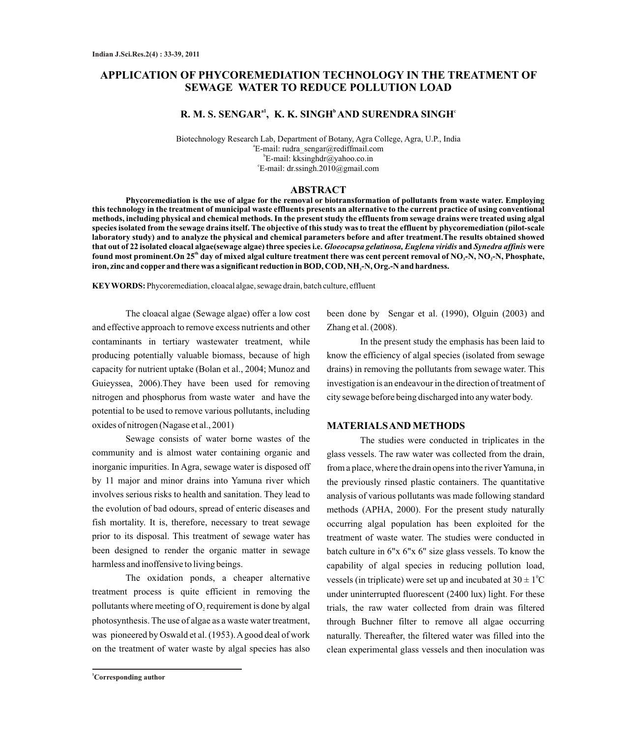# APPLICATION OF PHYCOREMEDIATION TECHNOLOGY IN THE TREATMENT OF SEWAGE WATER TO REDUCE POLLUTION LOAD

**R. M. S. SENGAR[a1], K. K. SINGH[b] AND SURENDRA SINGH[c]**

Biotechnology Research Lab, Department of Botany, Agra College, Agra, U.P., India
[a]E-mail: rudra_sengar@rediffmail.com
[b]E-mail: kksinghdr@yahoo.co.in
[c]E-mail: dr.ssingh.2010@gmail.com

## ABSTRACT

**Phycoremediation is the use of algae for the removal or biotransformation of pollutants from waste water. Employing this technology in the treatment of municipal waste effluents presents an alternative to the current practice of using conventional methods, including physical and chemical methods. In the present study the effluents from sewage drains were treated using algal species isolated from the sewage drains itself. The objective of this study was to treat the effluent by phycoremediation (pilot-scale laboratory study) and to analyze the physical and chemical parameters before and after treatment.The results obtained showed that out of 22 isolated cloacal algae(sewage algae) three species i.e. *Gloeocapsa gelatinosa, Euglena viridis* and *Synedra affinis* were found most prominent.On 25[th] day of mixed algal culture treatment there was cent percent removal of $NO_3$-N, $NO_2$-N, Phosphate, iron, zinc and copper and there was a significant reduction in BOD, COD, $NH_3$-N, Org.-N and hardness.**

**KEY WORDS:** Phycoremediation, cloacal algae, sewage drain, batch culture, effluent

The cloacal algae (Sewage algae) offer a low cost and effective approach to remove excess nutrients and other contaminants in tertiary wastewater treatment, while producing potentially valuable biomass, because of high capacity for nutrient uptake (Bolan et al., 2004; Munoz and Guieyssea, 2006).They have been used for removing nitrogen and phosphorus from waste water and have the potential to be used to remove various pollutants, including oxides of nitrogen (Nagase et al., 2001)

Sewage consists of water borne wastes of the community and is almost water containing organic and inorganic impurities. In Agra, sewage water is disposed off by 11 major and minor drains into Yamuna river which involves serious risks to health and sanitation. They lead to the evolution of bad odours, spread of enteric diseases and fish mortality. It is, therefore, necessary to treat sewage prior to its disposal. This treatment of sewage water has been designed to render the organic matter in sewage harmless and inoffensive to living beings.

The oxidation ponds, a cheaper alternative treatment process is quite efficient in removing the pollutants where meeting of $O_2$ requirement is done by algal photosynthesis. The use of algae as a waste water treatment, was pioneered by Oswald et al. (1953). A good deal of work on the treatment of water waste by algal species has also been done by Sengar et al. (1990), Olguin (2003) and Zhang et al. (2008).

In the present study the emphasis has been laid to know the efficiency of algal species (isolated from sewage drains) in removing the pollutants from sewage water. This investigation is an endeavour in the direction of treatment of city sewage before being discharged into any water body.

## MATERIALS AND METHODS

The studies were conducted in triplicates in the glass vessels. The raw water was collected from the drain, from a place, where the drain opens into the river Yamuna, in the previously rinsed plastic containers. The quantitative analysis of various pollutants was made following standard methods (APHA, 2000). For the present study naturally occurring algal population has been exploited for the treatment of waste water. The studies were conducted in batch culture in 6"x 6"x 6" size glass vessels. To know the capability of algal species in reducing pollution load, vessels (in triplicate) were set up and incubated at $30 \pm 1^{o}C$ under uninterrupted fluorescent (2400 lux) light. For these trials, the raw water collected from drain was filtered through Buchner filter to remove all algae occurring naturally. Thereafter, the filtered water was filled into the clean experimental glass vessels and then inoculation was

[1]Corresponding author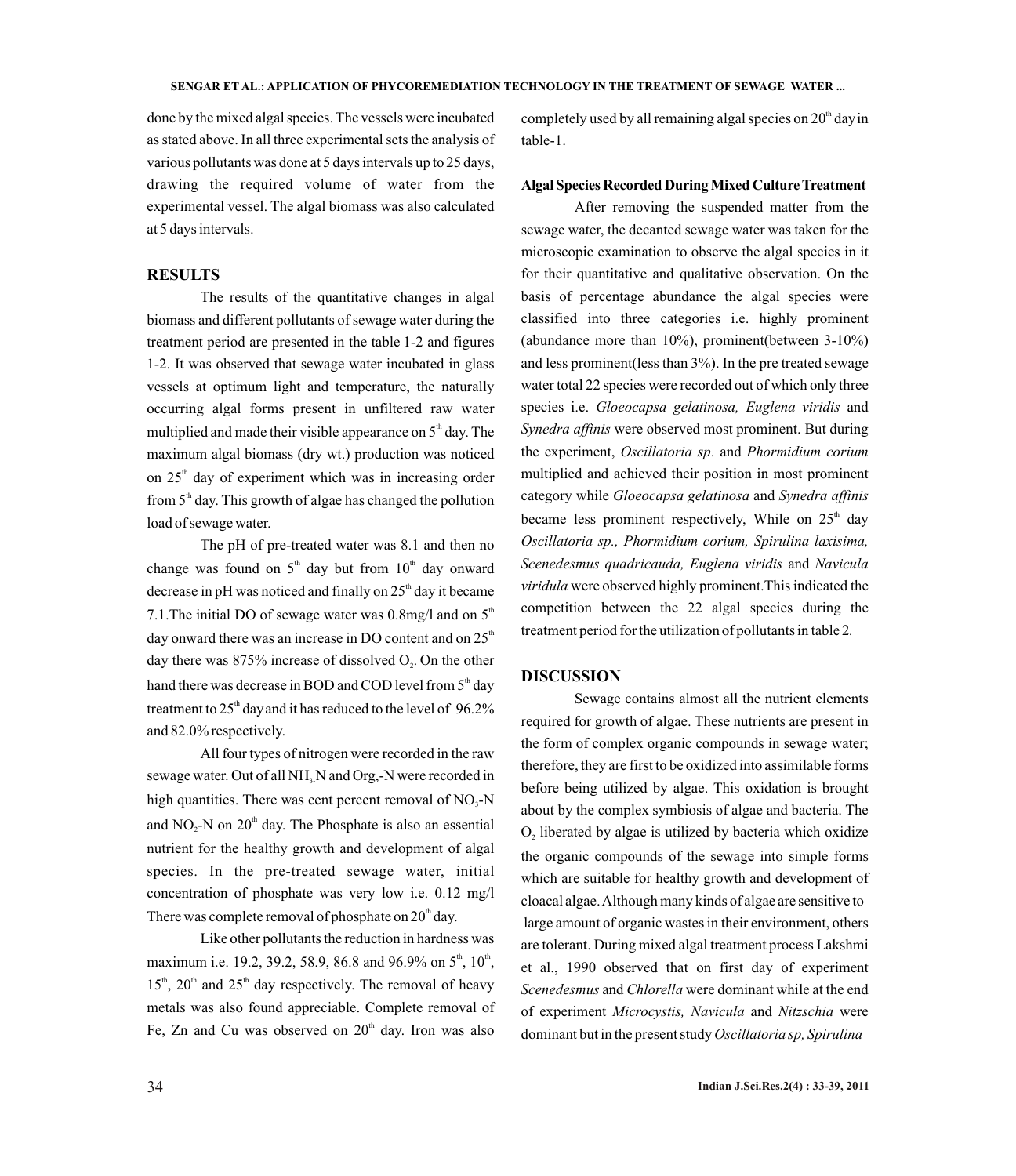done by the mixed algal species. The vessels were incubated as stated above. In all three experimental sets the analysis of various pollutants was done at 5 days intervals up to 25 days, drawing the required volume of water from the experimental vessel. The algal biomass was also calculated at 5 days intervals.

## RESULTS

The results of the quantitative changes in algal biomass and different pollutants of sewage water during the treatment period are presented in the table 1-2 and figures 1-2. It was observed that sewage water incubated in glass vessels at optimum light and temperature, the naturally occurring algal forms present in unfiltered raw water multiplied and made their visible appearance on $5^{th}$ day. The maximum algal biomass (dry wt.) production was noticed on $25^{th}$ day of experiment which was in increasing order from $5^{th}$ day. This growth of algae has changed the pollution load of sewage water.

The pH of pre-treated water was 8.1 and then no change was found on $5^{th}$ day but from $10^{th}$ day onward decrease in pH was noticed and finally on $25^{th}$ day it became 7.1.The initial DO of sewage water was 0.8mg/l and on $5^{th}$ day onward there was an increase in DO content and on $25^{th}$ day there was 875% increase of dissolved $O_2$. On the other hand there was decrease in BOD and COD level from $5^{th}$ day treatment to $25^{th}$ day and it has reduced to the level of 96.2% and 82.0% respectively.

All four types of nitrogen were recorded in the raw sewage water. Out of all $NH_3$-N and Org,-N were recorded in high quantities. There was cent percent removal of $NO_3$-N and $NO_2$-N on $20^{th}$ day. The Phosphate is also an essential nutrient for the healthy growth and development of algal species. In the pre-treated sewage water, initial concentration of phosphate was very low i.e. 0.12 mg/l There was complete removal of phosphate on $20^{th}$ day.

Like other pollutants the reduction in hardness was maximum i.e. 19.2, 39.2, 58.9, 86.8 and 96.9% on $5^{th}$, $10^{th}$, $15^{th}$, $20^{th}$ and $25^{th}$ day respectively. The removal of heavy metals was also found appreciable. Complete removal of Fe, Zn and Cu was observed on $20^{th}$ day. Iron was also completely used by all remaining algal species on $20^{th}$ day in table-1.

### Algal Species Recorded During Mixed Culture Treatment

After removing the suspended matter from the sewage water, the decanted sewage water was taken for the microscopic examination to observe the algal species in it for their quantitative and qualitative observation. On the basis of percentage abundance the algal species were classified into three categories i.e. highly prominent (abundance more than 10%), prominent(between 3-10%) and less prominent(less than 3%). In the pre treated sewage water total 22 species were recorded out of which only three species i.e. *Gloeocapsa gelatinosa, Euglena viridis* and *Synedra affinis* were observed most prominent. But during the experiment, *Oscillatoria sp*. and *Phormidium corium* multiplied and achieved their position in most prominent category while *Gloeocapsa gelatinosa* and *Synedra affinis* became less prominent respectively, While on $25^{th}$ day *Oscillatoria sp., Phormidium corium, Spirulina laxisima, Scenedesmus quadricauda, Euglena viridis* and *Navicula viridula* were observed highly prominent.This indicated the competition between the 22 algal species during the treatment period for the utilization of pollutants in table 2.

## DISCUSSION

Sewage contains almost all the nutrient elements required for growth of algae. These nutrients are present in the form of complex organic compounds in sewage water; therefore, they are first to be oxidized into assimilable forms before being utilized by algae. This oxidation is brought about by the complex symbiosis of algae and bacteria. The $O_2$ liberated by algae is utilized by bacteria which oxidize the organic compounds of the sewage into simple forms which are suitable for healthy growth and development of cloacal algae. Although many kinds of algae are sensitive to large amount of organic wastes in their environment, others are tolerant. During mixed algal treatment process Lakshmi et al., 1990 observed that on first day of experiment *Scenedesmus* and *Chlorella* were dominant while at the end of experiment *Microcystis, Navicula* and *Nitzschia* were dominant but in the present study *Oscillatoria sp, Spirulina*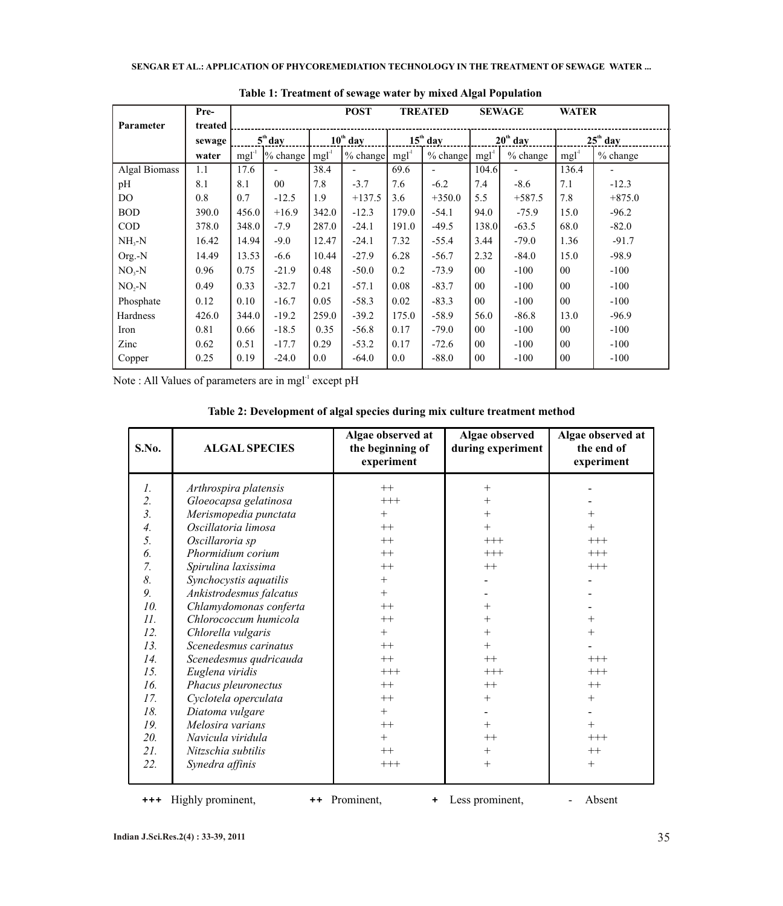**Table 1: Treatment of sewage water by mixed Algal Population**

| Parameter | Pre-treated sewage water | POST TREATED SEWAGE WATER | | | | | | | | | |
|---|---|---|---|---|---|---|---|---|---|---|---|
| | | 5[th] day | | 10[th] day | | 15[th] day | | 20[th] day | | 25[th] day | |
| | | $mgl^{-1}$ | % change | $mgl^{-1}$ | % change | $mgl^{-1}$ | % change | $mgl^{-1}$ | % change | $mgl^{-1}$ | % change |
| Algal Biomass | 1.1 | 17.6 | - | 38.4 | - | 69.6 | - | 104.6 | - | 136.4 | - |
| pH | 8.1 | 8.1 | 00 | 7.8 | -3.7 | 7.6 | -6.2 | 7.4 | -8.6 | 7.1 | -12.3 |
| DO | 0.8 | 0.7 | -12.5 | 1.9 | +137.5 | 3.6 | +350.0 | 5.5 | +587.5 | 7.8 | +875.0 |
| BOD | 390.0 | 456.0 | +16.9 | 342.0 | -12.3 | 179.0 | -54.1 | 94.0 | -75.9 | 15.0 | -96.2 |
| COD | 378.0 | 348.0 | -7.9 | 287.0 | -24.1 | 191.0 | -49.5 | 138.0 | -63.5 | 68.0 | -82.0 |
| $NH_3$-N | 16.42 | 14.94 | -9.0 | 12.47 | -24.1 | 7.32 | -55.4 | 3.44 | -79.0 | 1.36 | -91.7 |
| Org.-N | 14.49 | 13.53 | -6.6 | 10.44 | -27.9 | 6.28 | -56.7 | 2.32 | -84.0 | 15.0 | -98.9 |
| $NO_3$-N | 0.96 | 0.75 | -21.9 | 0.48 | -50.0 | 0.2 | -73.9 | 00 | -100 | 00 | -100 |
| $NO_2$-N | 0.49 | 0.33 | -32.7 | 0.21 | -57.1 | 0.08 | -83.7 | 00 | -100 | 00 | -100 |
| Phosphate | 0.12 | 0.10 | -16.7 | 0.05 | -58.3 | 0.02 | -83.3 | 00 | -100 | 00 | -100 |
| Hardness | 426.0 | 344.0 | -19.2 | 259.0 | -39.2 | 175.0 | -58.9 | 56.0 | -86.8 | 13.0 | -96.9 |
| Iron | 0.81 | 0.66 | -18.5 | 0.35 | -56.8 | 0.17 | -79.0 | 00 | -100 | 00 | -100 |
| Zinc | 0.62 | 0.51 | -17.7 | 0.29 | -53.2 | 0.17 | -72.6 | 00 | -100 | 00 | -100 |
| Copper | 0.25 | 0.19 | -24.0 | 0.0 | -64.0 | 0.0 | -88.0 | 00 | -100 | 00 | -100 |

Note : All Values of parameters are in $mgl^{-1}$ except pH

**Table 2: Development of algal species during mix culture treatment method**

| S.No. | ALGAL SPECIES | Algae observed at the beginning of experiment | Algae observed during experiment | Algae observed at the end of experiment |
|---|---|---|---|---|
| *1.* | *Arthrospira platensis* | ++ | + | - |
| *2.* | *Gloeocapsa gelatinosa* | +++ | + | - |
| *3.* | *Merismopedia punctata* | + | + | + |
| *4.* | *Oscillatoria limosa* | ++ | + | + |
| *5.* | *Oscillaroria sp* | ++ | +++ | +++ |
| *6.* | *Phormidium corium* | ++ | +++ | +++ |
| *7.* | *Spirulina laxissima* | ++ | ++ | +++ |
| *8.* | *Synchocystis aquatilis* | + | - | - |
| *9.* | *Ankistrodesmus falcatus* | + | - | - |
| *10.* | *Chlamydomonas conferta* | ++ | + | - |
| *11.* | *Chlorococcum humicola* | ++ | + | + |
| *12.* | *Chlorella vulgaris* | + | + | + |
| *13.* | *Scenedesmus carinatus* | ++ | + | - |
| *14.* | *Scenedesmus qudricauda* | ++ | ++ | +++ |
| *15.* | *Euglena viridis* | +++ | +++ | +++ |
| *16.* | *Phacus pleuronectus* | ++ | ++ | ++ |
| *17.* | *Cyclotela operculata* | ++ | + | + |
| *18.* | *Diatoma vulgare* | + | - | - |
| *19.* | *Melosira varians* | ++ | + | + |
| *20.* | *Navicula viridula* | + | ++ | +++ |
| *21.* | *Nitzschia subtilis* | ++ | + | ++ |
| *22.* | *Synedra affinis* | +++ | + | + |

**+++** Highly prominent, **++** Prominent, **+** Less prominent, - Absent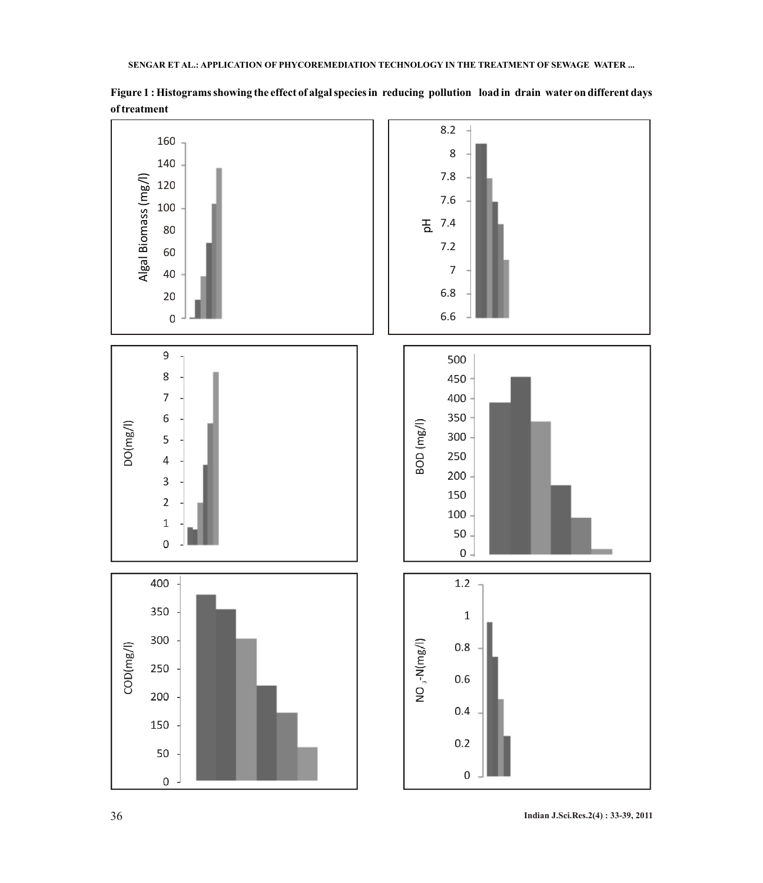**Figure 1 : Histograms showing the effect of algal species in reducing pollution load in drain water on different days of treatment**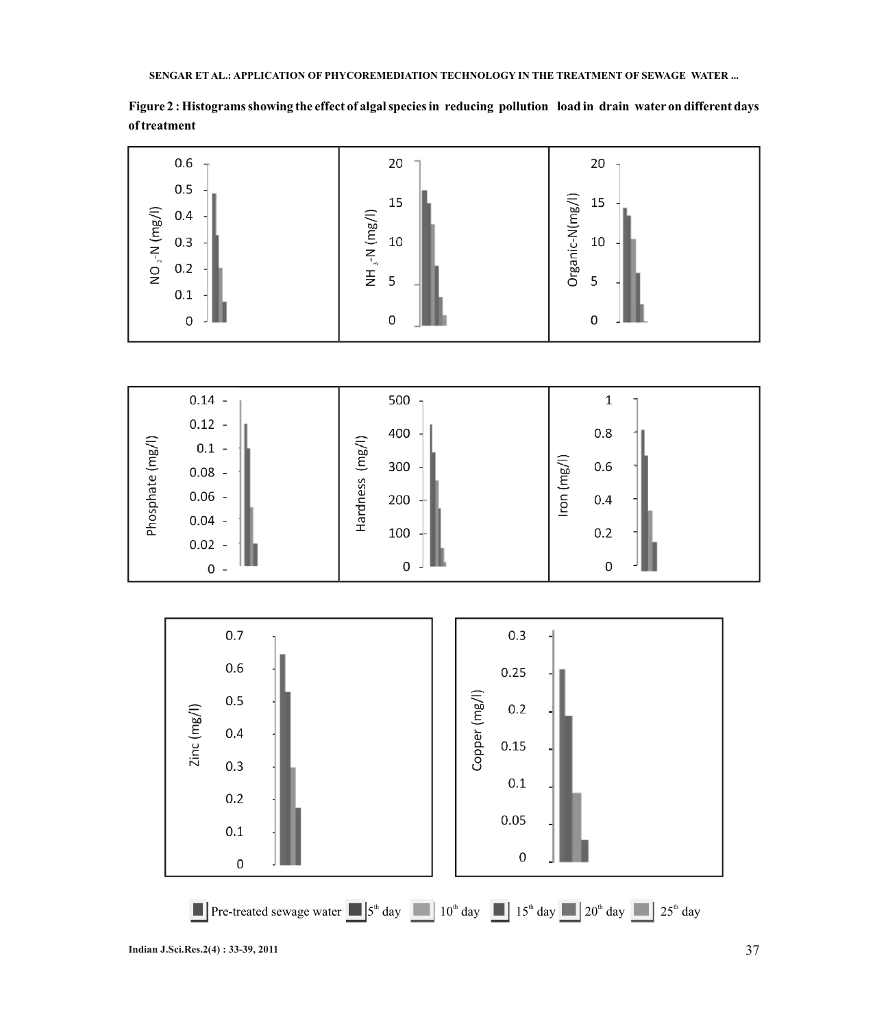**Figure 2 : Histograms showing the effect of algal species in reducing pollution load in drain water on different days of treatment**

Pre-treated sewage water | 5[th] day | 10[th] day | 15[th] day | 20[th] day | 25[th] day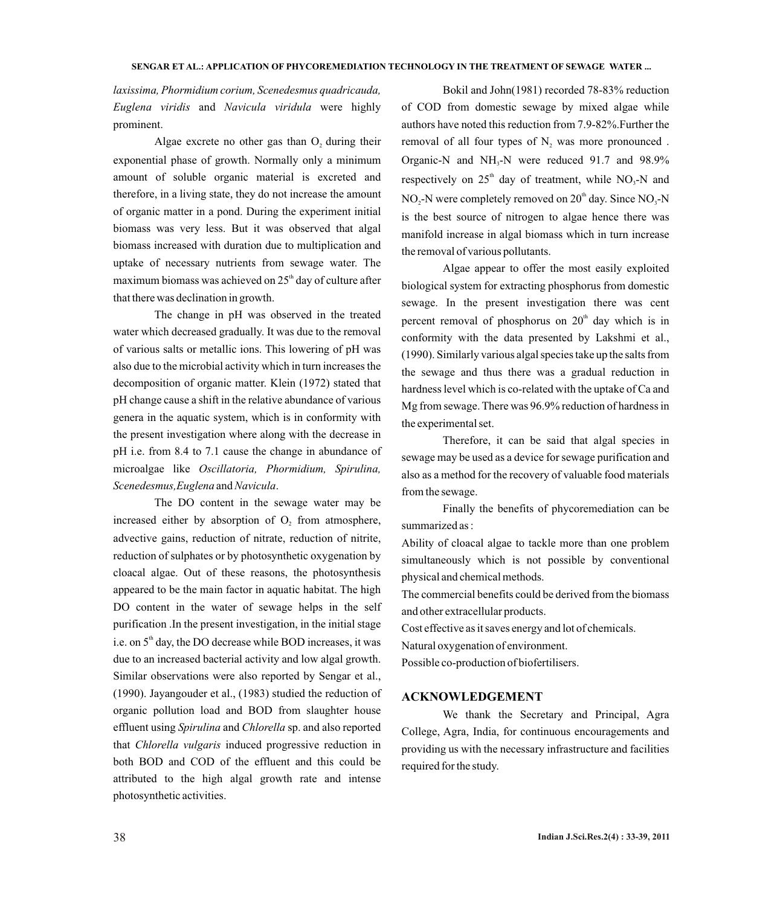*laxissima, Phormidium corium, Scenedesmus quadricauda, Euglena viridis* and *Navicula viridula* were highly prominent.

Algae excrete no other gas than $O_2$ during their exponential phase of growth. Normally only a minimum amount of soluble organic material is excreted and therefore, in a living state, they do not increase the amount of organic matter in a pond. During the experiment initial biomass was very less. But it was observed that algal biomass increased with duration due to multiplication and uptake of necessary nutrients from sewage water. The maximum biomass was achieved on $25^{th}$ day of culture after that there was declination in growth.

The change in pH was observed in the treated water which decreased gradually. It was due to the removal of various salts or metallic ions. This lowering of pH was also due to the microbial activity which in turn increases the decomposition of organic matter. Klein (1972) stated that pH change cause a shift in the relative abundance of various genera in the aquatic system, which is in conformity with the present investigation where along with the decrease in pH i.e. from 8.4 to 7.1 cause the change in abundance of microalgae like *Oscillatoria, Phormidium, Spirulina, Scenedesmus, Euglena* and *Navicula*.

The DO content in the sewage water may be increased either by absorption of $O_2$ from atmosphere, advective gains, reduction of nitrate, reduction of nitrite, reduction of sulphates or by photosynthetic oxygenation by cloacal algae. Out of these reasons, the photosynthesis appeared to be the main factor in aquatic habitat. The high DO content in the water of sewage helps in the self purification .In the present investigation, in the initial stage i.e. on $5^{th}$ day, the DO decrease while BOD increases, it was due to an increased bacterial activity and low algal growth. Similar observations were also reported by Sengar et al., (1990). Jayangouder et al., (1983) studied the reduction of organic pollution load and BOD from slaughter house effluent using *Spirulina* and *Chlorella* sp. and also reported that *Chlorella vulgaris* induced progressive reduction in both BOD and COD of the effluent and this could be attributed to the high algal growth rate and intense photosynthetic activities.

Bokil and John(1981) recorded 78-83% reduction of COD from domestic sewage by mixed algae while authors have noted this reduction from 7.9-82%.Further the removal of all four types of $N_2$ was more pronounced . Organic-N and $NH_3$-N were reduced 91.7 and 98.9% respectively on $25^{th}$ day of treatment, while $NO_3$-N and $NO_2$-N were completely removed on $20^{th}$ day. Since $NO_3$-N is the best source of nitrogen to algae hence there was manifold increase in algal biomass which in turn increase the removal of various pollutants.

Algae appear to offer the most easily exploited biological system for extracting phosphorus from domestic sewage. In the present investigation there was cent percent removal of phosphorus on $20^{th}$ day which is in conformity with the data presented by Lakshmi et al., (1990). Similarly various algal species take up the salts from the sewage and thus there was a gradual reduction in hardness level which is co-related with the uptake of Ca and Mg from sewage. There was 96.9% reduction of hardness in the experimental set.

Therefore, it can be said that algal species in sewage may be used as a device for sewage purification and also as a method for the recovery of valuable food materials from the sewage.

Finally the benefits of phycoremediation can be summarized as :

Ability of cloacal algae to tackle more than one problem simultaneously which is not possible by conventional physical and chemical methods.

The commercial benefits could be derived from the biomass and other extracellular products.

Cost effective as it saves energy and lot of chemicals.

Natural oxygenation of environment.

Possible co-production of biofertilisers.

## ACKNOWLEDGEMENT

We thank the Secretary and Principal, Agra College, Agra, India, for continuous encouragements and providing us with the necessary infrastructure and facilities required for the study.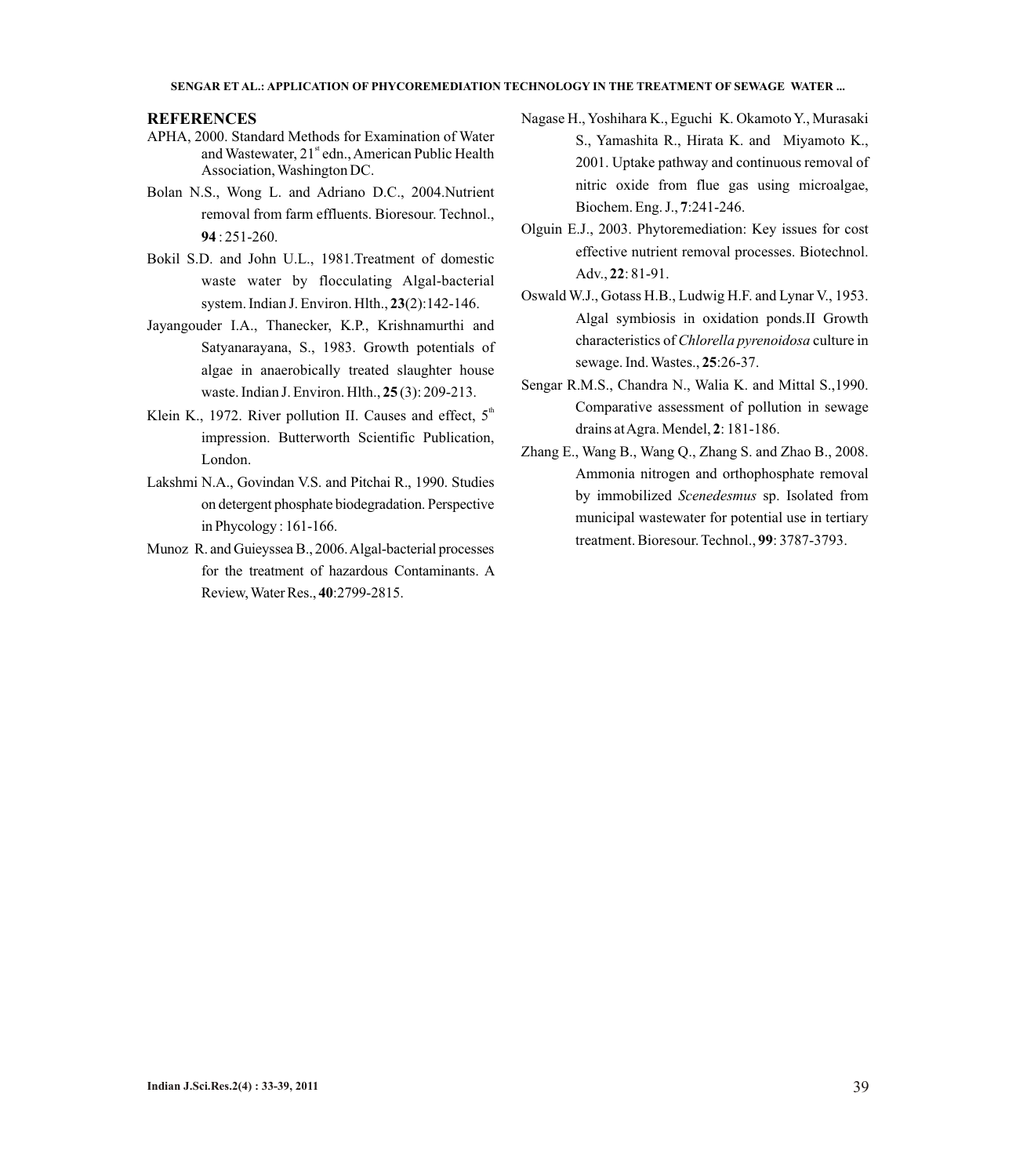## REFERENCES

APHA, 2000. Standard Methods for Examination of Water and Wastewater, 21[st] edn., American Public Health Association, Washington DC.

Bolan N.S., Wong L. and Adriano D.C., 2004.Nutrient removal from farm effluents. Bioresour. Technol., **94** : 251-260.

Bokil S.D. and John U.L., 1981.Treatment of domestic waste water by flocculating Algal-bacterial system. Indian J. Environ. Hlth., **23**(2):142-146.

Jayangouder I.A., Thanecker, K.P., Krishnamurthi and Satyanarayana, S., 1983. Growth potentials of algae in anaerobically treated slaughter house waste. Indian J. Environ. Hlth., **25** (3): 209-213.

Klein K., 1972. River pollution II. Causes and effect, 5[th] impression. Butterworth Scientific Publication, London.

Lakshmi N.A., Govindan V.S. and Pitchai R., 1990. Studies on detergent phosphate biodegradation. Perspective in Phycology : 161-166.

Munoz R. and Guieyssea B., 2006. Algal-bacterial processes for the treatment of hazardous Contaminants. A Review, Water Res., **40**:2799-2815.

Nagase H., Yoshihara K., Eguchi K. Okamoto Y., Murasaki S., Yamashita R., Hirata K. and Miyamoto K., 2001. Uptake pathway and continuous removal of nitric oxide from flue gas using microalgae, Biochem. Eng. J., **7**:241-246.

Olguin E.J., 2003. Phytoremediation: Key issues for cost effective nutrient removal processes. Biotechnol. Adv., **22**: 81-91.

Oswald W.J., Gotass H.B., Ludwig H.F. and Lynar V., 1953. Algal symbiosis in oxidation ponds.II Growth characteristics of *Chlorella pyrenoidosa* culture in sewage. Ind. Wastes., **25**:26-37.

Sengar R.M.S., Chandra N., Walia K. and Mittal S.,1990. Comparative assessment of pollution in sewage drains at Agra. Mendel, **2**: 181-186.

Zhang E., Wang B., Wang Q., Zhang S. and Zhao B., 2008. Ammonia nitrogen and orthophosphate removal by immobilized *Scenedesmus* sp. Isolated from municipal wastewater for potential use in tertiary treatment. Bioresour. Technol., **99**: 3787-3793.